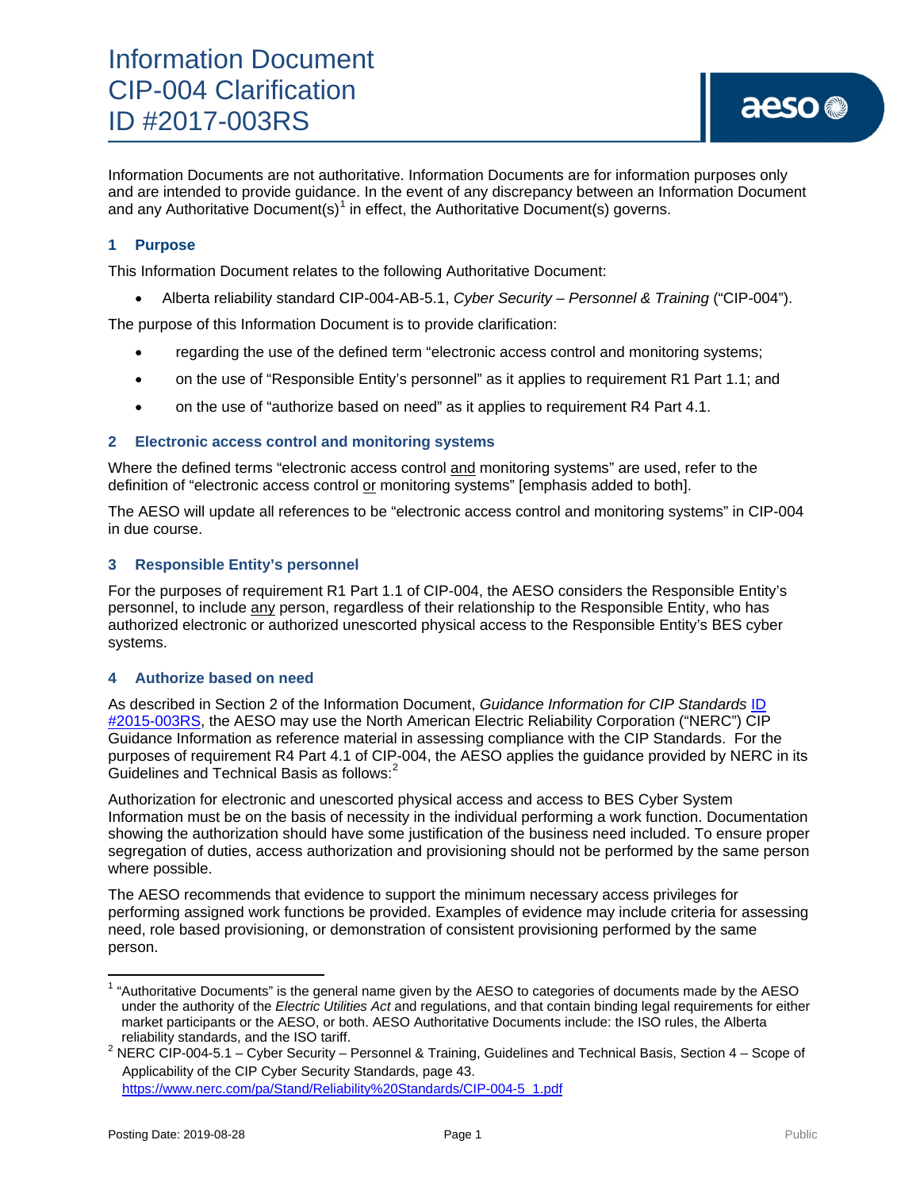# Information Document
# CIP-004 Clarification
# ID #2017-003RS

Information Documents are not authoritative. Information Documents are for information purposes only and are intended to provide guidance. In the event of any discrepancy between an Information Document and any Authoritative Document(s)[1] in effect, the Authoritative Document(s) governs.

## 1 Purpose

This Information Document relates to the following Authoritative Document:

- Alberta reliability standard CIP-004-AB-5.1, *Cyber Security – Personnel & Training* ("CIP-004").

The purpose of this Information Document is to provide clarification:

- regarding the use of the defined term "electronic access control and monitoring systems;
- on the use of "Responsible Entity's personnel" as it applies to requirement R1 Part 1.1; and
- on the use of "authorize based on need" as it applies to requirement R4 Part 4.1.

## 2 Electronic access control and monitoring systems

Where the defined terms "electronic access control and monitoring systems" are used, refer to the definition of "electronic access control or monitoring systems" [emphasis added to both].

The AESO will update all references to be "electronic access control and monitoring systems" in CIP-004 in due course.

## 3 Responsible Entity's personnel

For the purposes of requirement R1 Part 1.1 of CIP-004, the AESO considers the Responsible Entity's personnel, to include any person, regardless of their relationship to the Responsible Entity, who has authorized electronic or authorized unescorted physical access to the Responsible Entity's BES cyber systems.

## 4 Authorize based on need

As described in Section 2 of the Information Document, *Guidance Information for CIP Standards* ID #2015-003RS, the AESO may use the North American Electric Reliability Corporation ("NERC") CIP Guidance Information as reference material in assessing compliance with the CIP Standards. For the purposes of requirement R4 Part 4.1 of CIP-004, the AESO applies the guidance provided by NERC in its Guidelines and Technical Basis as follows:[2]

Authorization for electronic and unescorted physical access and access to BES Cyber System Information must be on the basis of necessity in the individual performing a work function. Documentation showing the authorization should have some justification of the business need included. To ensure proper segregation of duties, access authorization and provisioning should not be performed by the same person where possible.

The AESO recommends that evidence to support the minimum necessary access privileges for performing assigned work functions be provided. Examples of evidence may include criteria for assessing need, role based provisioning, or demonstration of consistent provisioning performed by the same person.

---

[1] "Authoritative Documents" is the general name given by the AESO to categories of documents made by the AESO under the authority of the *Electric Utilities Act* and regulations, and that contain binding legal requirements for either market participants or the AESO, or both. AESO Authoritative Documents include: the ISO rules, the Alberta reliability standards, and the ISO tariff.

[2] NERC CIP-004-5.1 – Cyber Security – Personnel & Training, Guidelines and Technical Basis, Section 4 – Scope of Applicability of the CIP Cyber Security Standards, page 43. https://www.nerc.com/pa/Stand/Reliability%20Standards/CIP-004-5_1.pdf

Posting Date: 2019-08-28 Public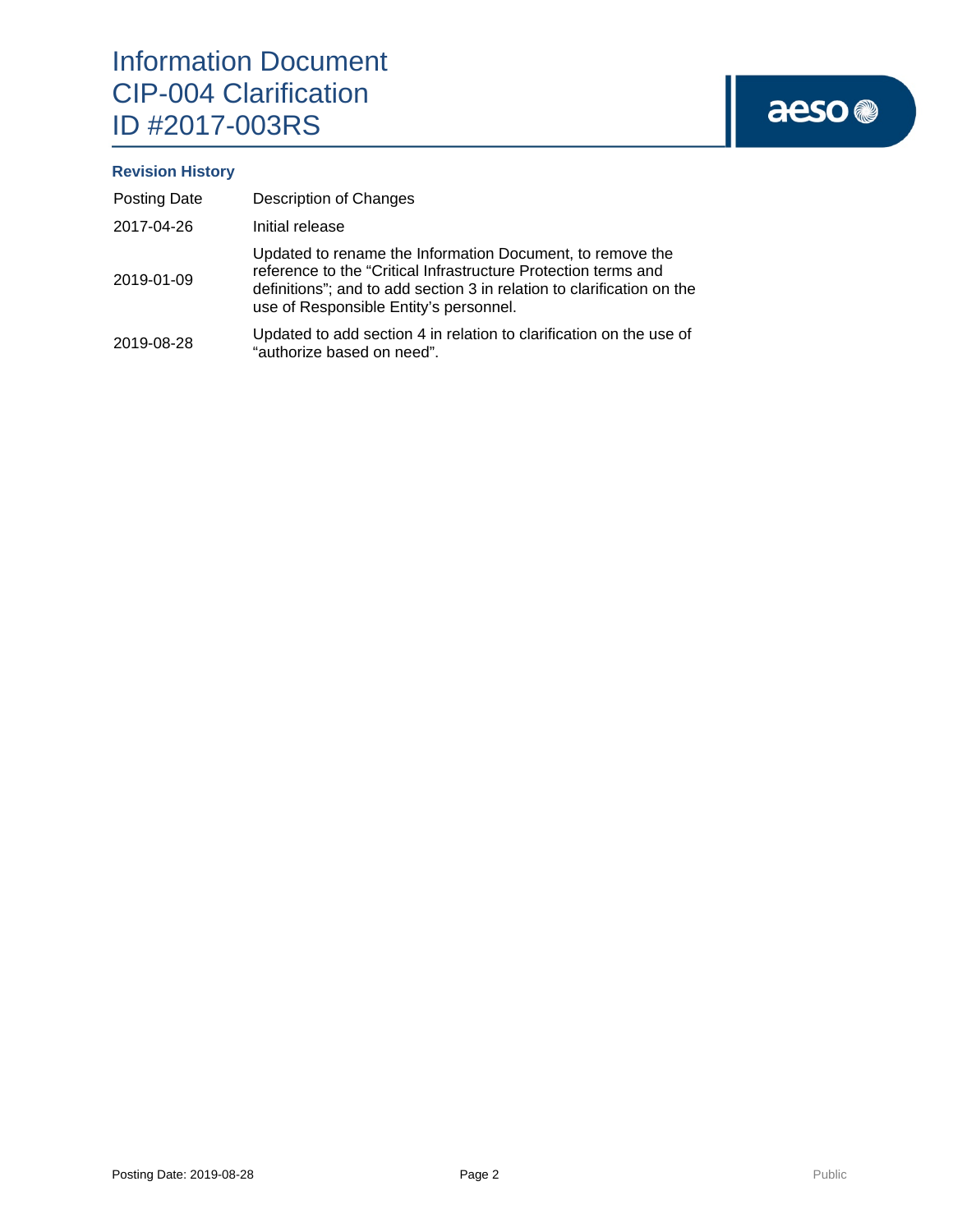## Revision History

| Posting Date | Description of Changes |
|---|---|
| 2017-04-26 | Initial release |
| 2019-01-09 | Updated to rename the Information Document, to remove the reference to the "Critical Infrastructure Protection terms and definitions"; and to add section 3 in relation to clarification on the use of Responsible Entity's personnel. |
| 2019-08-28 | Updated to add section 4 in relation to clarification on the use of "authorize based on need". |